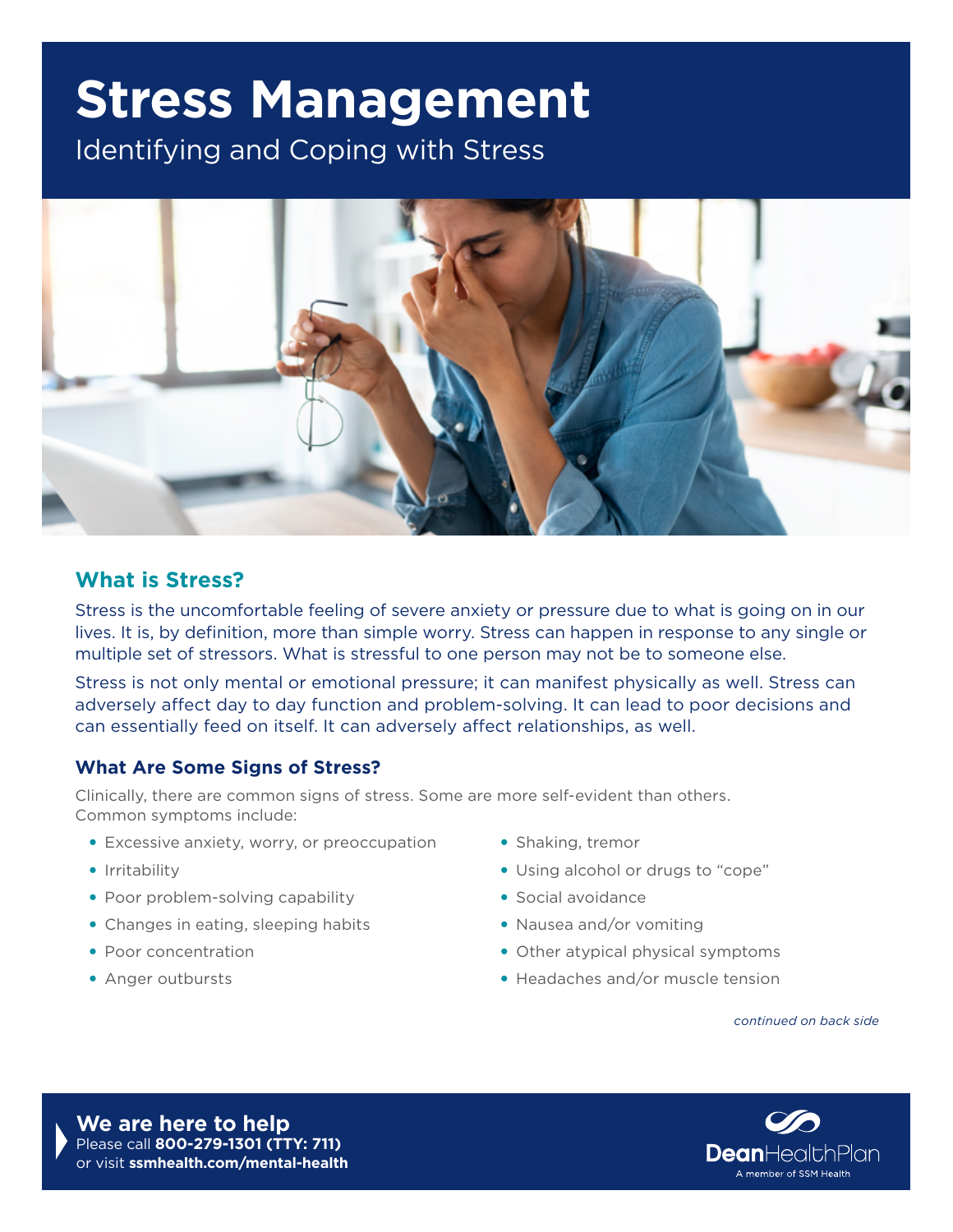# Stress Management

Identifying and Coping with Stress

## What is Stress?

Stress is the uncomfortable feeling of severe anxiety or pressure due to what is going on in our lives. It is, by definition, more than simple worry. Stress can happen in response to any single or multiple set of stressors. What is stressful to one person may not be to someone else.

Stress is not only mental or emotional pressure; it can manifest physically as well. Stress can adversely affect day to day function and problem-solving. It can lead to poor decisions and can essentially feed on itself. It can adversely affect relationships, as well.

### What Are Some Signs of Stress?

Clinically, there are common signs of stress. Some are more self-evident than others. Common symptoms include:

- Excessive anxiety, worry, or preoccupation
- Irritability
- Poor problem-solving capability
- Changes in eating, sleeping habits
- Poor concentration
- Anger outbursts
- Shaking, tremor
- Using alcohol or drugs to "cope"
- Social avoidance
- Nausea and/or vomiting
- Other atypical physical symptoms
- Headaches and/or muscle tension

*continued on back side*

**We are here to help**
Please call **800-279-1301 (TTY: 711)**
or visit **ssmhealth.com/mental-health**

DeanHealthPlan
A member of SSM Health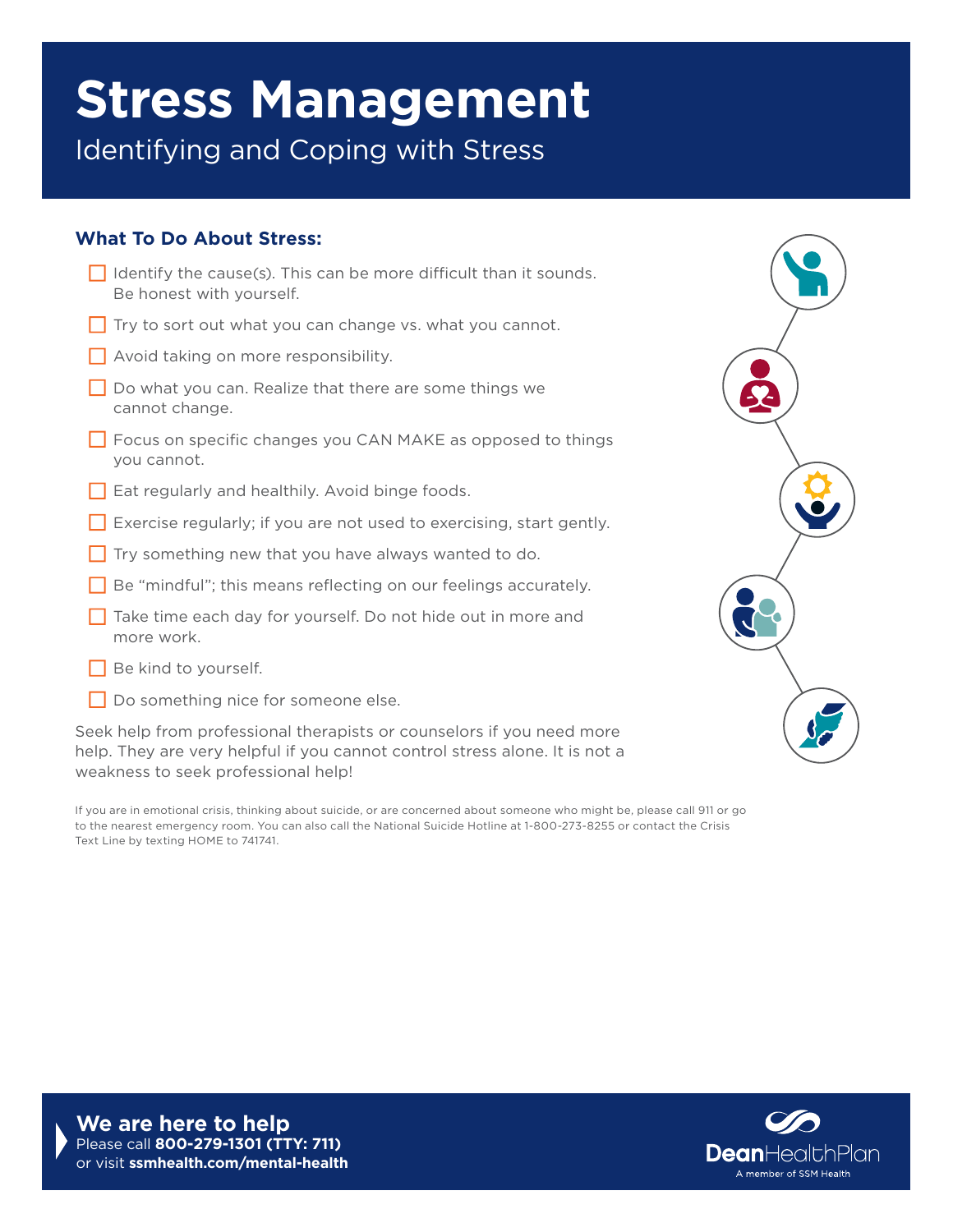# Stress Management

## Identifying and Coping with Stress

### What To Do About Stress:

- [ ] Identify the cause(s). This can be more difficult than it sounds. Be honest with yourself.
- [ ] Try to sort out what you can change vs. what you cannot.
- [ ] Avoid taking on more responsibility.
- [ ] Do what you can. Realize that there are some things we cannot change.
- [ ] Focus on specific changes you CAN MAKE as opposed to things you cannot.
- [ ] Eat regularly and healthily. Avoid binge foods.
- [ ] Exercise regularly; if you are not used to exercising, start gently.
- [ ] Try something new that you have always wanted to do.
- [ ] Be "mindful"; this means reflecting on our feelings accurately.
- [ ] Take time each day for yourself. Do not hide out in more and more work.
- [ ] Be kind to yourself.
- [ ] Do something nice for someone else.

Seek help from professional therapists or counselors if you need more help. They are very helpful if you cannot control stress alone. It is not a weakness to seek professional help!

If you are in emotional crisis, thinking about suicide, or are concerned about someone who might be, please call 911 or go to the nearest emergency room. You can also call the National Suicide Hotline at 1-800-273-8255 or contact the Crisis Text Line by texting HOME to 741741.

**We are here to help**
Please call **800-279-1301 (TTY: 711)**
or visit **ssmhealth.com/mental-health**

DeanHealthPlan
A member of SSM Health